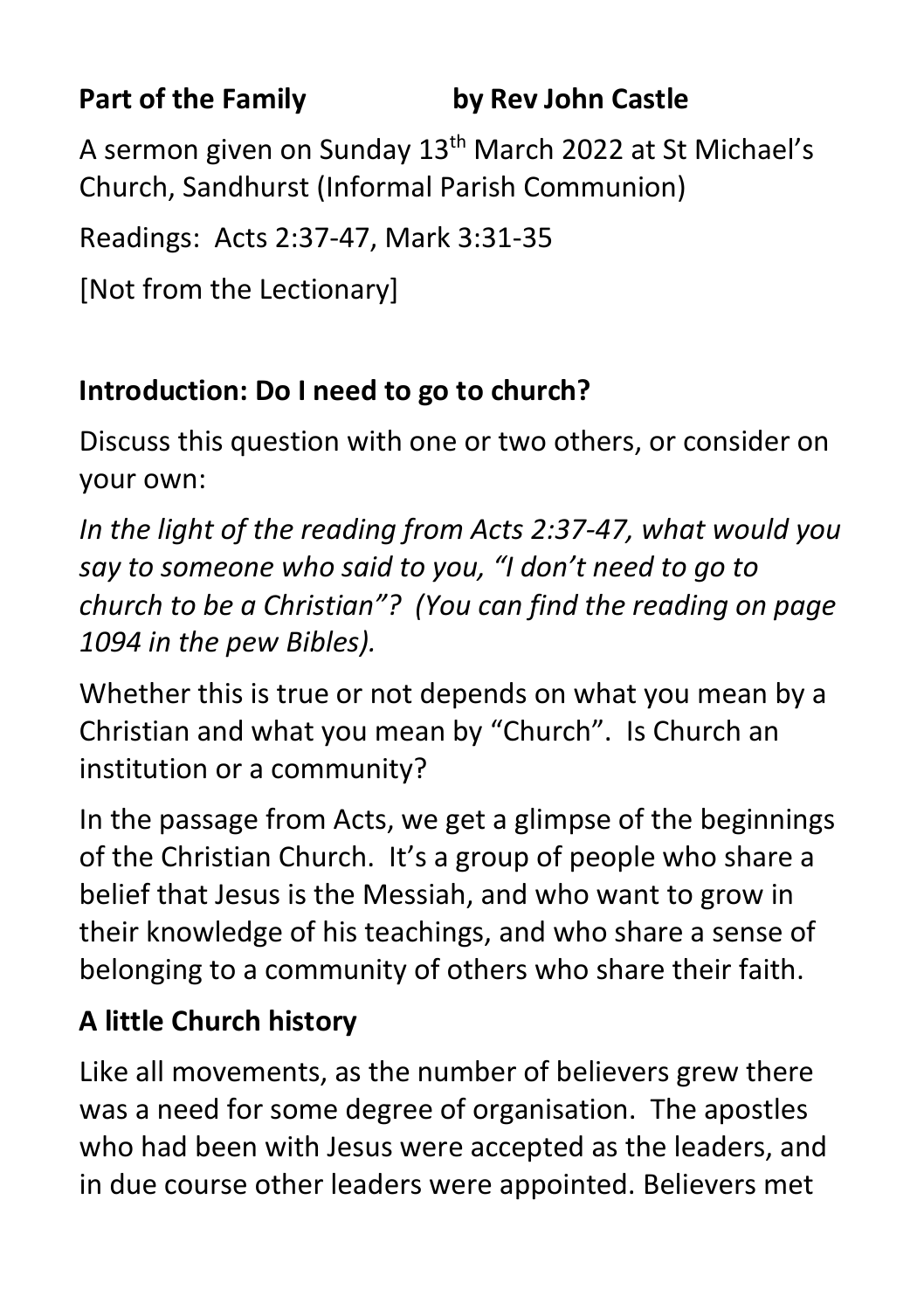**Part of the Family** **by Rev John Castle**

A sermon given on Sunday 13th March 2022 at St Michael's Church, Sandhurst (Informal Parish Communion)

Readings: Acts 2:37-47, Mark 3:31-35

[Not from the Lectionary]

## Introduction: Do I need to go to church?

Discuss this question with one or two others, or consider on your own:

*In the light of the reading from Acts 2:37-47, what would you say to someone who said to you, "I don't need to go to church to be a Christian"? (You can find the reading on page 1094 in the pew Bibles).*

Whether this is true or not depends on what you mean by a Christian and what you mean by "Church". Is Church an institution or a community?

In the passage from Acts, we get a glimpse of the beginnings of the Christian Church. It's a group of people who share a belief that Jesus is the Messiah, and who want to grow in their knowledge of his teachings, and who share a sense of belonging to a community of others who share their faith.

## A little Church history

Like all movements, as the number of believers grew there was a need for some degree of organisation. The apostles who had been with Jesus were accepted as the leaders, and in due course other leaders were appointed. Believers met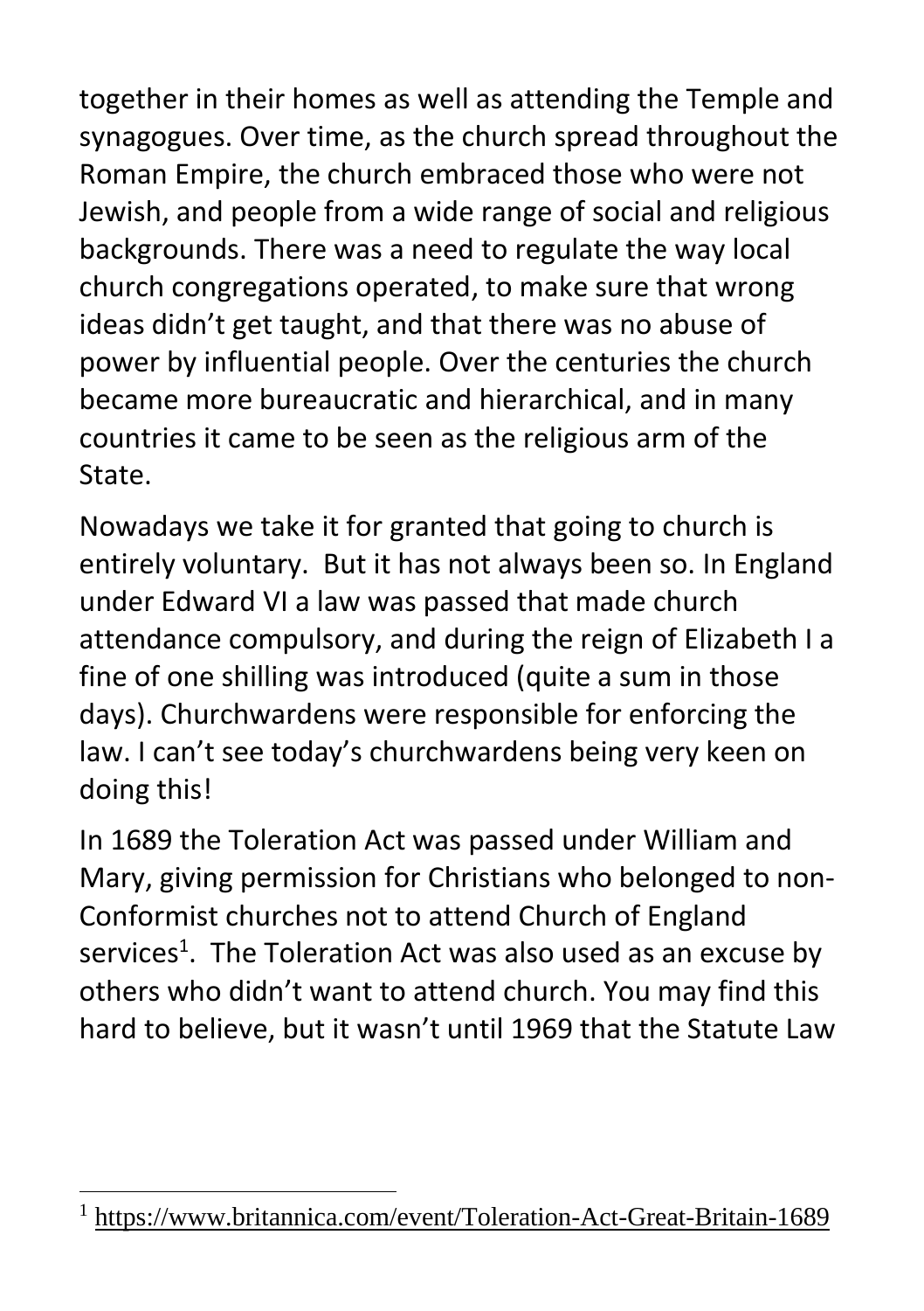together in their homes as well as attending the Temple and synagogues. Over time, as the church spread throughout the Roman Empire, the church embraced those who were not Jewish, and people from a wide range of social and religious backgrounds. There was a need to regulate the way local church congregations operated, to make sure that wrong ideas didn't get taught, and that there was no abuse of power by influential people. Over the centuries the church became more bureaucratic and hierarchical, and in many countries it came to be seen as the religious arm of the State.

Nowadays we take it for granted that going to church is entirely voluntary. But it has not always been so. In England under Edward VI a law was passed that made church attendance compulsory, and during the reign of Elizabeth I a fine of one shilling was introduced (quite a sum in those days). Churchwardens were responsible for enforcing the law. I can't see today's churchwardens being very keen on doing this!

In 1689 the Toleration Act was passed under William and Mary, giving permission for Christians who belonged to non-Conformist churches not to attend Church of England services[1]. The Toleration Act was also used as an excuse by others who didn't want to attend church. You may find this hard to believe, but it wasn't until 1969 that the Statute Law

---

[1] https://www.britannica.com/event/Toleration-Act-Great-Britain-1689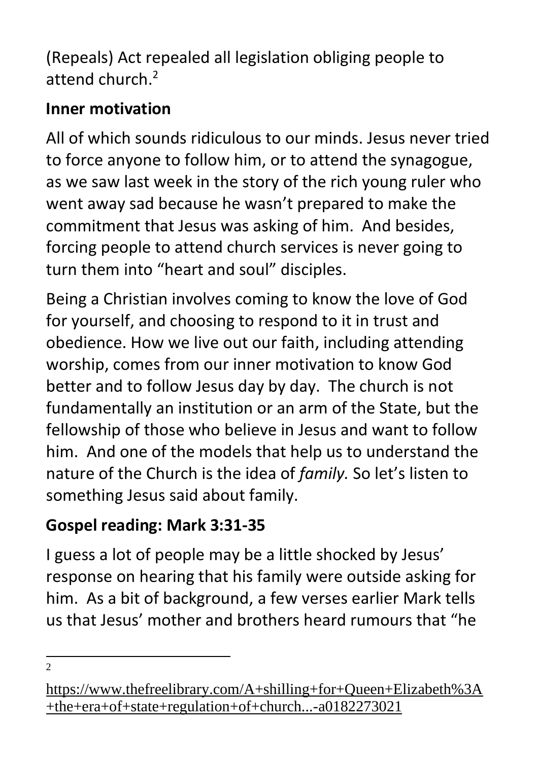(Repeals) Act repealed all legislation obliging people to attend church.[2]

## Inner motivation

All of which sounds ridiculous to our minds. Jesus never tried to force anyone to follow him, or to attend the synagogue, as we saw last week in the story of the rich young ruler who went away sad because he wasn't prepared to make the commitment that Jesus was asking of him. And besides, forcing people to attend church services is never going to turn them into "heart and soul" disciples.

Being a Christian involves coming to know the love of God for yourself, and choosing to respond to it in trust and obedience. How we live out our faith, including attending worship, comes from our inner motivation to know God better and to follow Jesus day by day. The church is not fundamentally an institution or an arm of the State, but the fellowship of those who believe in Jesus and want to follow him. And one of the models that help us to understand the nature of the Church is the idea of *family.* So let's listen to something Jesus said about family.

## Gospel reading: Mark 3:31-35

I guess a lot of people may be a little shocked by Jesus' response on hearing that his family were outside asking for him. As a bit of background, a few verses earlier Mark tells us that Jesus' mother and brothers heard rumours that "he

---

[2] https://www.thefreelibrary.com/A+shilling+for+Queen+Elizabeth%3A+the+era+of+state+regulation+of+church...-a0182273021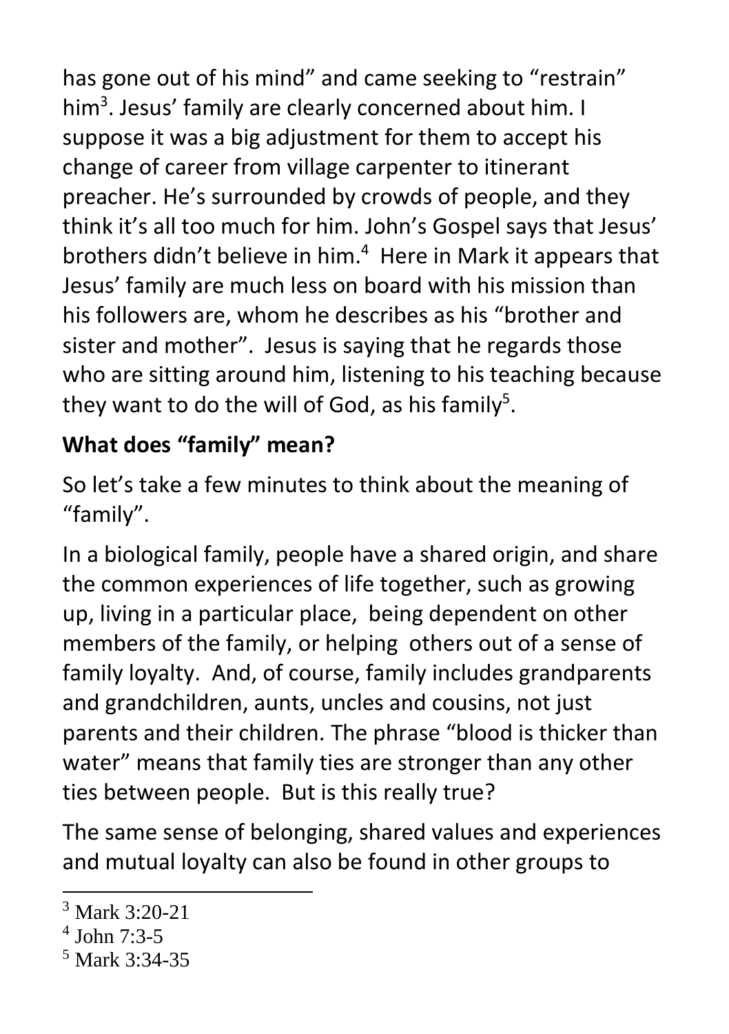has gone out of his mind" and came seeking to "restrain" him[3]. Jesus' family are clearly concerned about him. I suppose it was a big adjustment for them to accept his change of career from village carpenter to itinerant preacher. He's surrounded by crowds of people, and they think it's all too much for him. John's Gospel says that Jesus' brothers didn't believe in him.[4] Here in Mark it appears that Jesus' family are much less on board with his mission than his followers are, whom he describes as his "brother and sister and mother". Jesus is saying that he regards those who are sitting around him, listening to his teaching because they want to do the will of God, as his family[5].

**What does "family" mean?**

So let's take a few minutes to think about the meaning of "family".

In a biological family, people have a shared origin, and share the common experiences of life together, such as growing up, living in a particular place, being dependent on other members of the family, or helping others out of a sense of family loyalty. And, of course, family includes grandparents and grandchildren, aunts, uncles and cousins, not just parents and their children. The phrase "blood is thicker than water" means that family ties are stronger than any other ties between people. But is this really true?

The same sense of belonging, shared values and experiences and mutual loyalty can also be found in other groups to

---

[3] Mark 3:20-21

[4] John 7:3-5

[5] Mark 3:34-35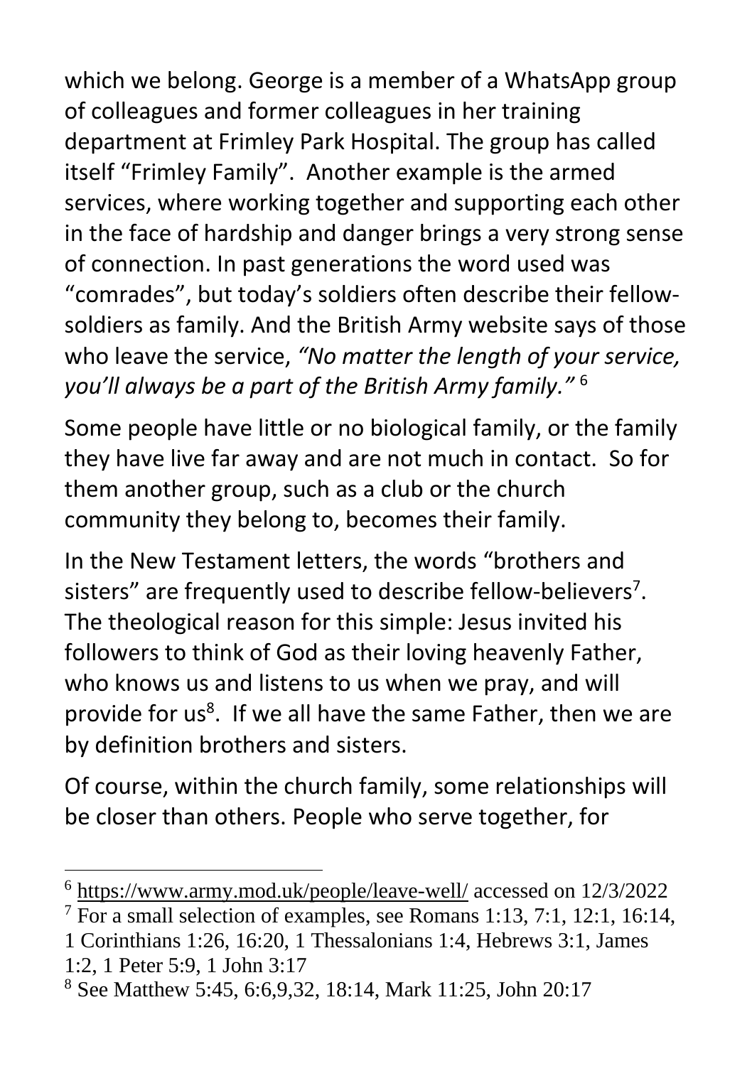which we belong. George is a member of a WhatsApp group of colleagues and former colleagues in her training department at Frimley Park Hospital. The group has called itself "Frimley Family". Another example is the armed services, where working together and supporting each other in the face of hardship and danger brings a very strong sense of connection. In past generations the word used was "comrades", but today's soldiers often describe their fellow-soldiers as family. And the British Army website says of those who leave the service, *"No matter the length of your service, you'll always be a part of the British Army family."* [6]

Some people have little or no biological family, or the family they have live far away and are not much in contact. So for them another group, such as a club or the church community they belong to, becomes their family.

In the New Testament letters, the words "brothers and sisters" are frequently used to describe fellow-believers[7]. The theological reason for this simple: Jesus invited his followers to think of God as their loving heavenly Father, who knows us and listens to us when we pray, and will provide for us[8]. If we all have the same Father, then we are by definition brothers and sisters.

Of course, within the church family, some relationships will be closer than others. People who serve together, for

---

[6] https://www.army.mod.uk/people/leave-well/ accessed on 12/3/2022

[7] For a small selection of examples, see Romans 1:13, 7:1, 12:1, 16:14, 1 Corinthians 1:26, 16:20, 1 Thessalonians 1:4, Hebrews 3:1, James 1:2, 1 Peter 5:9, 1 John 3:17

[8] See Matthew 5:45, 6:6,9,32, 18:14, Mark 11:25, John 20:17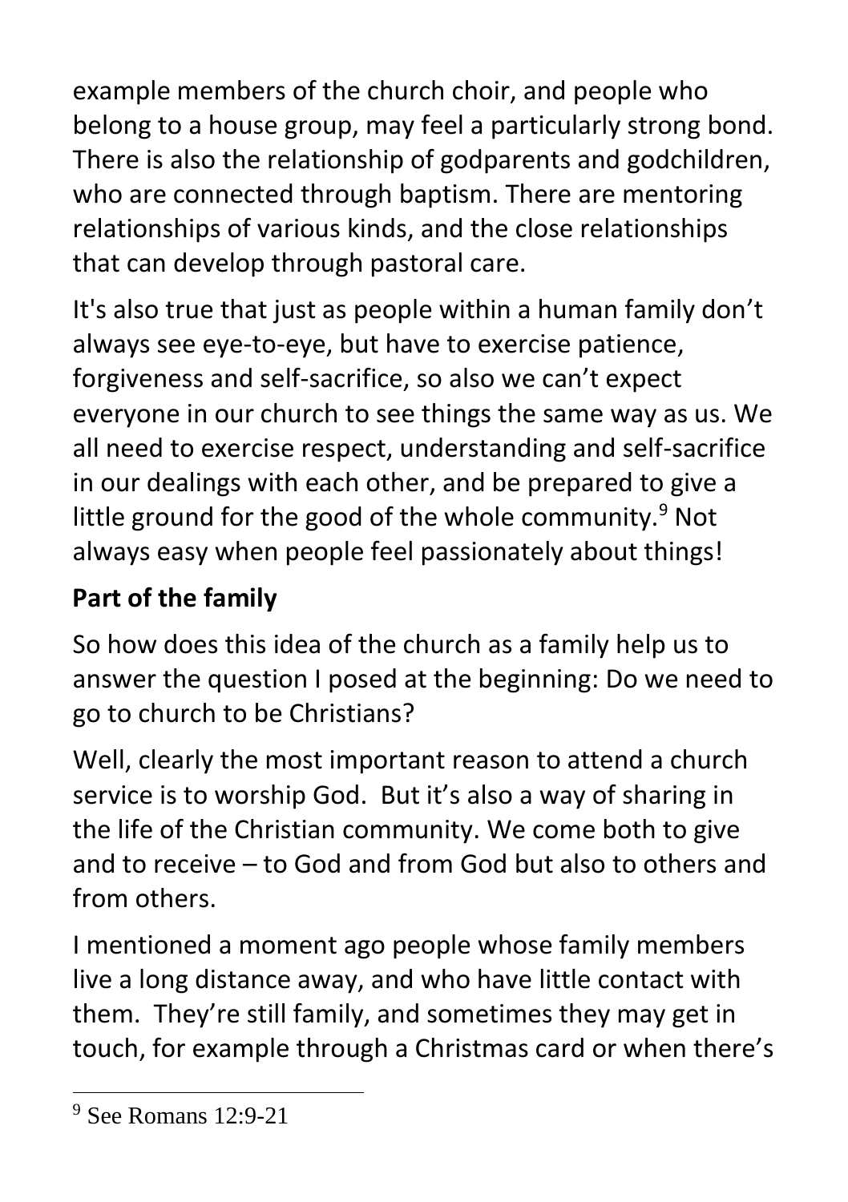example members of the church choir, and people who belong to a house group, may feel a particularly strong bond. There is also the relationship of godparents and godchildren, who are connected through baptism. There are mentoring relationships of various kinds, and the close relationships that can develop through pastoral care.

It's also true that just as people within a human family don't always see eye-to-eye, but have to exercise patience, forgiveness and self-sacrifice, so also we can't expect everyone in our church to see things the same way as us. We all need to exercise respect, understanding and self-sacrifice in our dealings with each other, and be prepared to give a little ground for the good of the whole community.[9] Not always easy when people feel passionately about things!

## Part of the family

So how does this idea of the church as a family help us to answer the question I posed at the beginning: Do we need to go to church to be Christians?

Well, clearly the most important reason to attend a church service is to worship God. But it's also a way of sharing in the life of the Christian community. We come both to give and to receive – to God and from God but also to others and from others.

I mentioned a moment ago people whose family members live a long distance away, and who have little contact with them. They're still family, and sometimes they may get in touch, for example through a Christmas card or when there's

---

[9] See Romans 12:9-21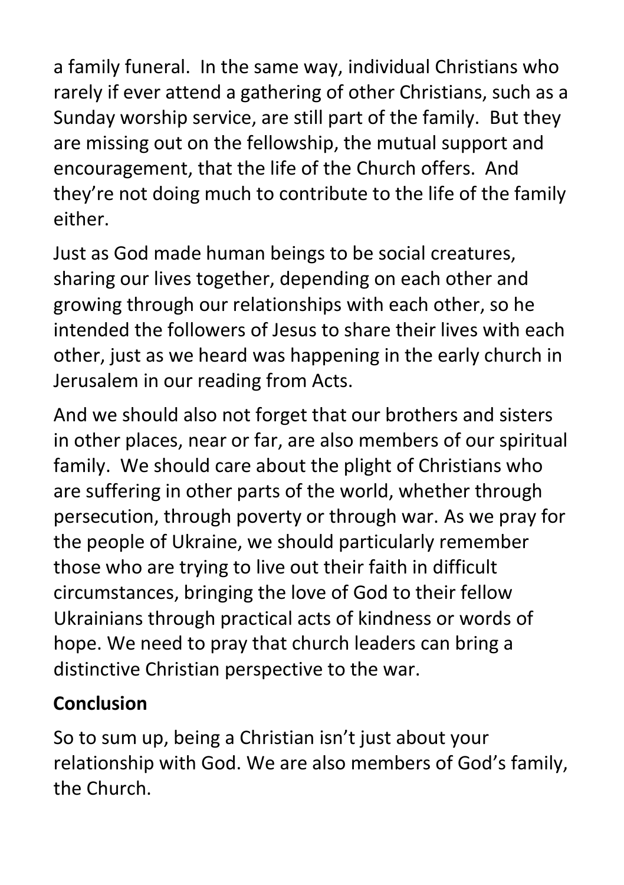a family funeral. In the same way, individual Christians who rarely if ever attend a gathering of other Christians, such as a Sunday worship service, are still part of the family. But they are missing out on the fellowship, the mutual support and encouragement, that the life of the Church offers. And they're not doing much to contribute to the life of the family either.

Just as God made human beings to be social creatures, sharing our lives together, depending on each other and growing through our relationships with each other, so he intended the followers of Jesus to share their lives with each other, just as we heard was happening in the early church in Jerusalem in our reading from Acts.

And we should also not forget that our brothers and sisters in other places, near or far, are also members of our spiritual family. We should care about the plight of Christians who are suffering in other parts of the world, whether through persecution, through poverty or through war. As we pray for the people of Ukraine, we should particularly remember those who are trying to live out their faith in difficult circumstances, bringing the love of God to their fellow Ukrainians through practical acts of kindness or words of hope. We need to pray that church leaders can bring a distinctive Christian perspective to the war.

**Conclusion**

So to sum up, being a Christian isn't just about your relationship with God. We are also members of God's family, the Church.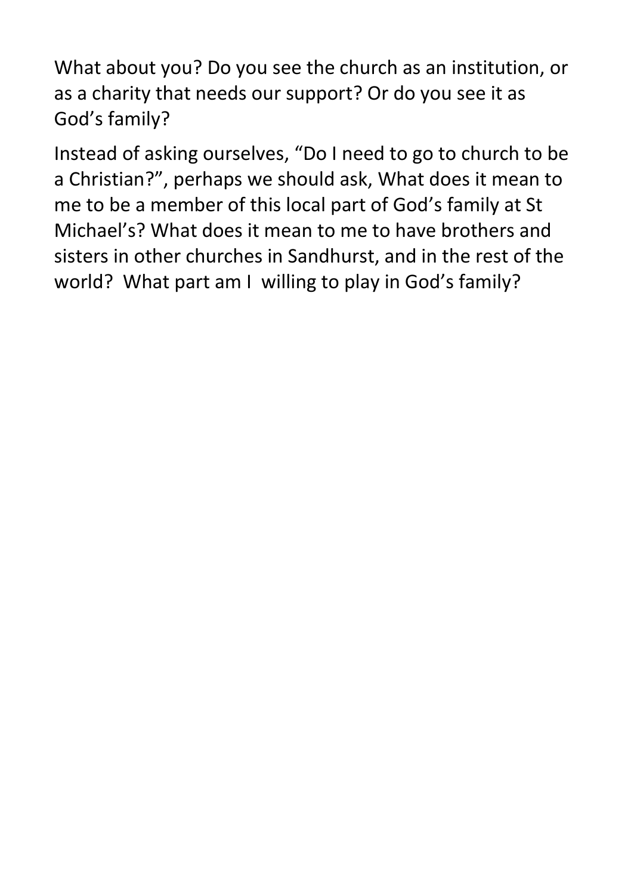What about you? Do you see the church as an institution, or as a charity that needs our support? Or do you see it as God's family?

Instead of asking ourselves, "Do I need to go to church to be a Christian?", perhaps we should ask, What does it mean to me to be a member of this local part of God's family at St Michael's? What does it mean to me to have brothers and sisters in other churches in Sandhurst, and in the rest of the world? What part am I willing to play in God's family?